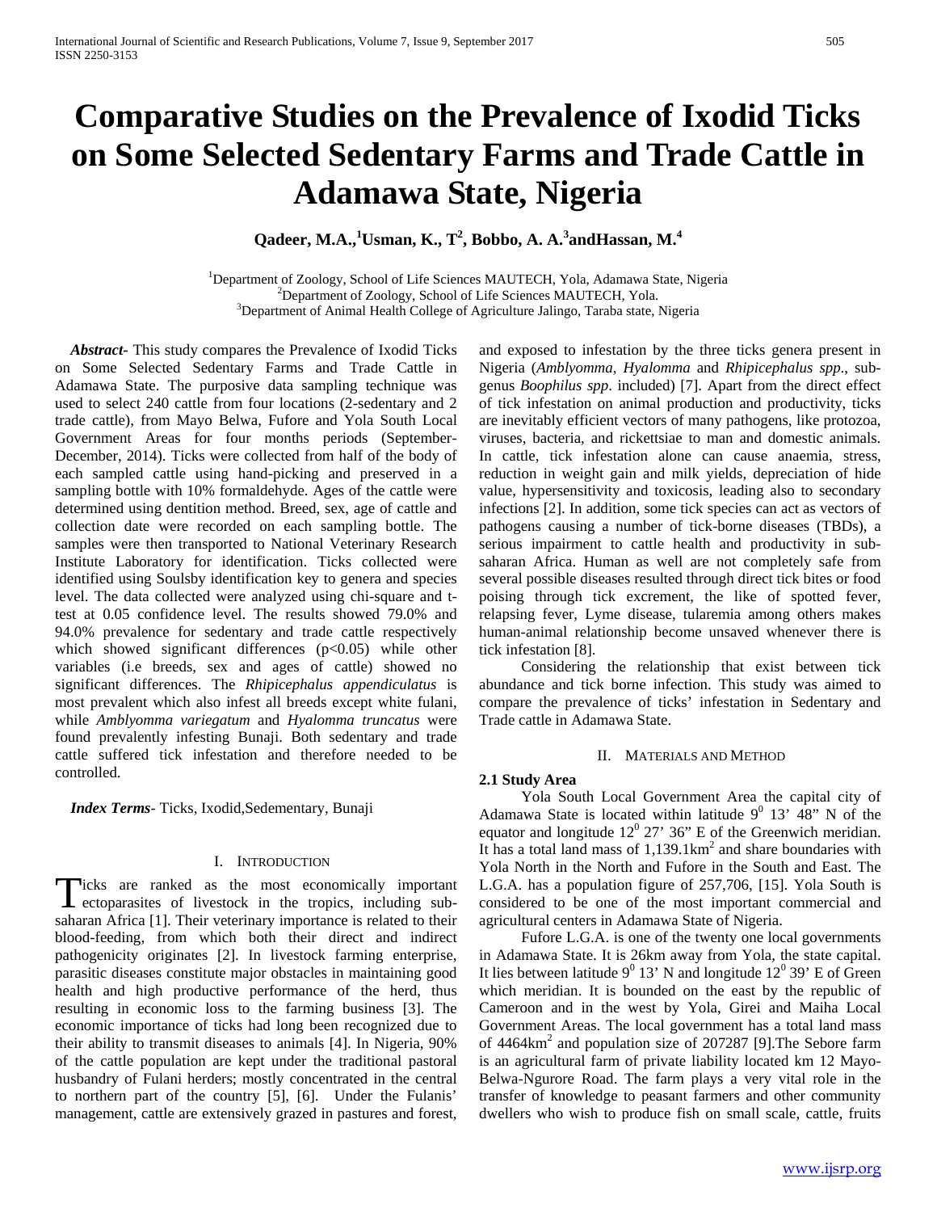# Comparative Studies on the Prevalence of Ixodid Ticks on Some Selected Sedentary Farms and Trade Cattle in Adamawa State, Nigeria

**Qadeer, M.A.,[1]Usman, K., T[2], Bobbo, A. A.[3]andHassan, M.[4]**

[1]Department of Zoology, School of Life Sciences MAUTECH, Yola, Adamawa State, Nigeria
[2]Department of Zoology, School of Life Sciences MAUTECH, Yola.
[3]Department of Animal Health College of Agriculture Jalingo, Taraba state, Nigeria

***Abstract***- This study compares the Prevalence of Ixodid Ticks on Some Selected Sedentary Farms and Trade Cattle in Adamawa State. The purposive data sampling technique was used to select 240 cattle from four locations (2-sedentary and 2 trade cattle), from Mayo Belwa, Fufore and Yola South Local Government Areas for four months periods (September-December, 2014). Ticks were collected from half of the body of each sampled cattle using hand-picking and preserved in a sampling bottle with 10% formaldehyde. Ages of the cattle were determined using dentition method. Breed, sex, age of cattle and collection date were recorded on each sampling bottle. The samples were then transported to National Veterinary Research Institute Laboratory for identification. Ticks collected were identified using Soulsby identification key to genera and species level. The data collected were analyzed using chi-square and t-test at 0.05 confidence level. The results showed 79.0% and 94.0% prevalence for sedentary and trade cattle respectively which showed significant differences ($p<0.05$) while other variables (i.e breeds, sex and ages of cattle) showed no significant differences. The *Rhipicephalus appendiculatus* is most prevalent which also infest all breeds except white fulani, while *Amblyomma variegatum* and *Hyalomma truncatus* were found prevalently infesting Bunaji. Both sedentary and trade cattle suffered tick infestation and therefore needed to be controlled.

***Index Terms***- Ticks, Ixodid,Sedementary, Bunaji

## I. Introduction

Ticks are ranked as the most economically important ectoparasites of livestock in the tropics, including sub-saharan Africa [1]. Their veterinary importance is related to their blood-feeding, from which both their direct and indirect pathogenicity originates [2]. In livestock farming enterprise, parasitic diseases constitute major obstacles in maintaining good health and high productive performance of the herd, thus resulting in economic loss to the farming business [3]. The economic importance of ticks had long been recognized due to their ability to transmit diseases to animals [4]. In Nigeria, 90% of the cattle population are kept under the traditional pastoral husbandry of Fulani herders; mostly concentrated in the central to northern part of the country [5], [6]. Under the Fulanis' management, cattle are extensively grazed in pastures and forest, and exposed to infestation by the three ticks genera present in Nigeria (*Amblyomma*, *Hyalomma* and *Rhipicephalus spp*., sub-genus *Boophilus spp*. included) [7]. Apart from the direct effect of tick infestation on animal production and productivity, ticks are inevitably efficient vectors of many pathogens, like protozoa, viruses, bacteria, and rickettsiae to man and domestic animals. In cattle, tick infestation alone can cause anaemia, stress, reduction in weight gain and milk yields, depreciation of hide value, hypersensitivity and toxicosis, leading also to secondary infections [2]. In addition, some tick species can act as vectors of pathogens causing a number of tick-borne diseases (TBDs), a serious impairment to cattle health and productivity in sub-saharan Africa. Human as well are not completely safe from several possible diseases resulted through direct tick bites or food poising through tick excrement, the like of spotted fever, relapsing fever, Lyme disease, tularemia among others makes human-animal relationship become unsaved whenever there is tick infestation [8].

Considering the relationship that exist between tick abundance and tick borne infection. This study was aimed to compare the prevalence of ticks' infestation in Sedentary and Trade cattle in Adamawa State.

## II. Materials and Method

### 2.1 Study Area

Yola South Local Government Area the capital city of Adamawa State is located within latitude $9^0$ 13' 48" N of the equator and longitude $12^0$ 27' 36" E of the Greenwich meridian. It has a total land mass of 1,139.1km$^2$ and share boundaries with Yola North in the North and Fufore in the South and East. The L.G.A. has a population figure of 257,706, [15]. Yola South is considered to be one of the most important commercial and agricultural centers in Adamawa State of Nigeria.

Fufore L.G.A. is one of the twenty one local governments in Adamawa State. It is 26km away from Yola, the state capital. It lies between latitude $9^0$ 13' N and longitude $12^0$ 39' E of Green which meridian. It is bounded on the east by the republic of Cameroon and in the west by Yola, Girei and Maiha Local Government Areas. The local government has a total land mass of 4464km$^2$ and population size of 207287 [9].The Sebore farm is an agricultural farm of private liability located km 12 Mayo-Belwa-Ngurore Road. The farm plays a very vital role in the transfer of knowledge to peasant farmers and other community dwellers who wish to produce fish on small scale, cattle, fruits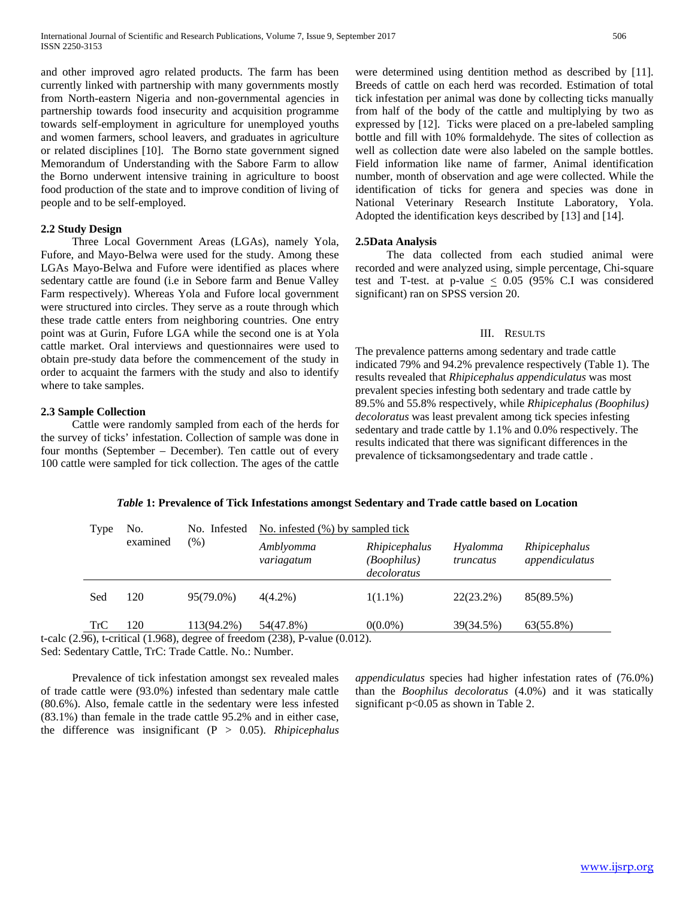and other improved agro related products. The farm has been currently linked with partnership with many governments mostly from North-eastern Nigeria and non-governmental agencies in partnership towards food insecurity and acquisition programme towards self-employment in agriculture for unemployed youths and women farmers, school leavers, and graduates in agriculture or related disciplines [10]. The Borno state government signed Memorandum of Understanding with the Sabore Farm to allow the Borno underwent intensive training in agriculture to boost food production of the state and to improve condition of living of people and to be self-employed.

### 2.2 Study Design

Three Local Government Areas (LGAs), namely Yola, Fufore, and Mayo-Belwa were used for the study. Among these LGAs Mayo-Belwa and Fufore were identified as places where sedentary cattle are found (i.e in Sebore farm and Benue Valley Farm respectively). Whereas Yola and Fufore local government were structured into circles. They serve as a route through which these trade cattle enters from neighboring countries. One entry point was at Gurin, Fufore LGA while the second one is at Yola cattle market. Oral interviews and questionnaires were used to obtain pre-study data before the commencement of the study in order to acquaint the farmers with the study and also to identify where to take samples.

### 2.3 Sample Collection

Cattle were randomly sampled from each of the herds for the survey of ticks' infestation. Collection of sample was done in four months (September – December). Ten cattle out of every 100 cattle were sampled for tick collection. The ages of the cattle were determined using dentition method as described by [11]. Breeds of cattle on each herd was recorded. Estimation of total tick infestation per animal was done by collecting ticks manually from half of the body of the cattle and multiplying by two as expressed by [12]. Ticks were placed on a pre-labeled sampling bottle and fill with 10% formaldehyde. The sites of collection as well as collection date were also labeled on the sample bottles. Field information like name of farmer, Animal identification number, month of observation and age were collected. While the identification of ticks for genera and species was done in National Veterinary Research Institute Laboratory, Yola. Adopted the identification keys described by [13] and [14].

### 2.5Data Analysis

The data collected from each studied animal were recorded and were analyzed using, simple percentage, Chi-square test and T-test. at p-value $\leq$ 0.05 (95% C.I was considered significant) ran on SPSS version 20.

## III. Results

The prevalence patterns among sedentary and trade cattle indicated 79% and 94.2% prevalence respectively (Table 1). The results revealed that *Rhipicephalus appendiculatus* was most prevalent species infesting both sedentary and trade cattle by 89.5% and 55.8% respectively, while *Rhipicephalus (Boophilus) decoloratus* was least prevalent among tick species infesting sedentary and trade cattle by 1.1% and 0.0% respectively. The results indicated that there was significant differences in the prevalence of ticksamongsedentary and trade cattle .

***Table* 1: Prevalence of Tick Infestations amongst Sedentary and Trade cattle based on Location**

| Type | No. examined | No. Infested (%) | No. infested (%) by sampled tick | | | |
|---|---|---|---|---|---|---|
| | | | *Amblyomma variagatum* | *Rhipicephalus (Boophilus) decoloratus* | *Hyalomma truncatus* | *Rhipicephalus appendiculatus* |
| Sed | 120 | 95(79.0%) | 4(4.2%) | 1(1.1%) | 22(23.2%) | 85(89.5%) |
| TrC | 120 | 113(94.2%) | 54(47.8%) | 0(0.0%) | 39(34.5%) | 63(55.8%) |

t-calc (2.96), t-critical (1.968), degree of freedom (238), P-value (0.012).
Sed: Sedentary Cattle, TrC: Trade Cattle. No.: Number.

Prevalence of tick infestation amongst sex revealed males of trade cattle were (93.0%) infested than sedentary male cattle (80.6%). Also, female cattle in the sedentary were less infested (83.1%) than female in the trade cattle 95.2% and in either case, the difference was insignificant (P > 0.05). *Rhipicephalus appendiculatus* species had higher infestation rates of (76.0%) than the *Boophilus decoloratus* (4.0%) and it was statically significant p<0.05 as shown in Table 2.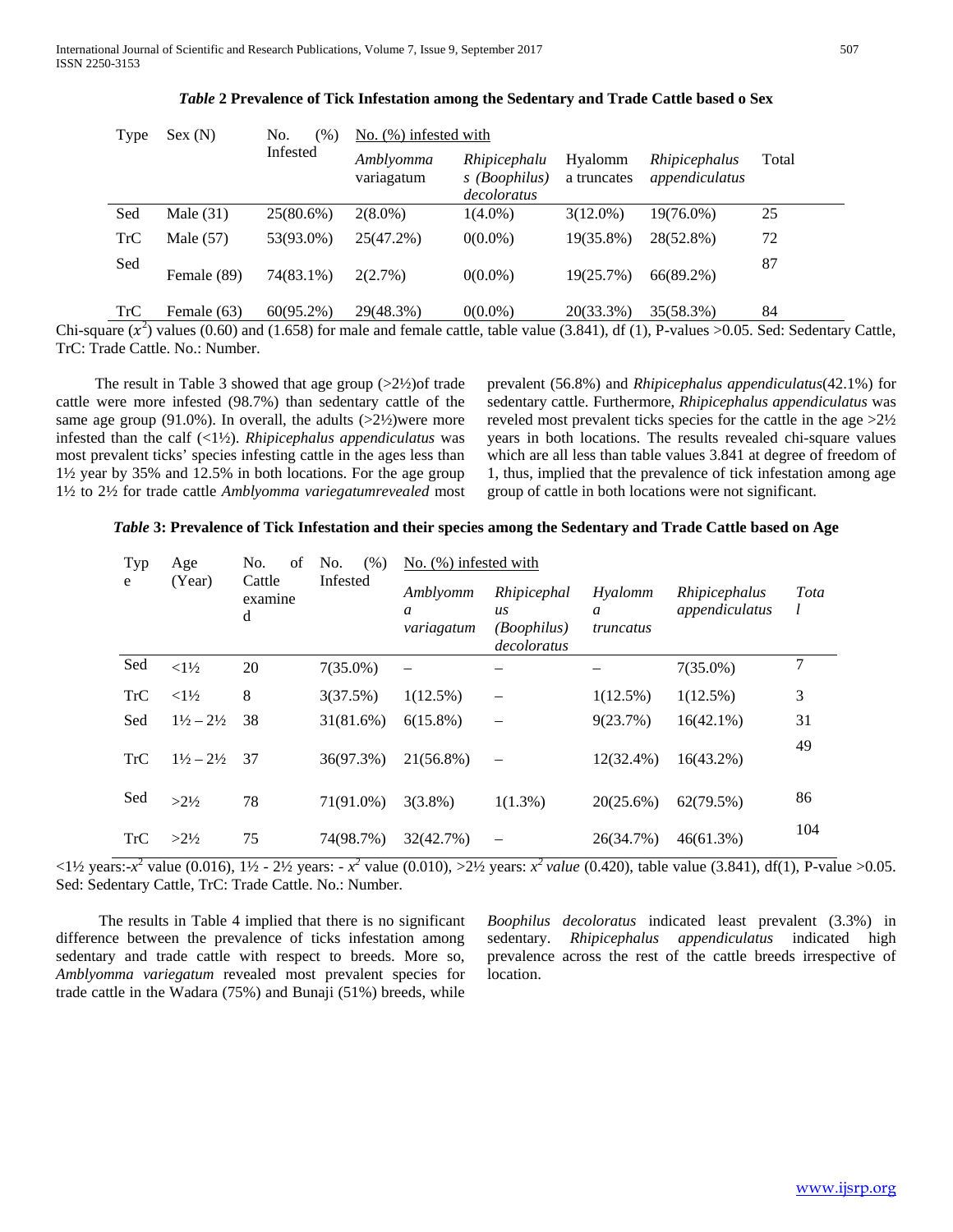***Table* 2 Prevalence of Tick Infestation among the Sedentary and Trade Cattle based o Sex**

| Type | Sex (N) | No. (%) Infested | No. (%) infested with | | | | |
|---|---|---|---|---|---|---|---|
| | | | *Amblyomma variagatum* | *Rhipicephalus (Boophilus) decoloratus* | Hyalomma truncates | *Rhipicephalus appendiculatus* | Total |
| Sed | Male (31) | 25(80.6%) | 2(8.0%) | 1(4.0%) | 3(12.0%) | 19(76.0%) | 25 |
| TrC | Male (57) | 53(93.0%) | 25(47.2%) | 0(0.0%) | 19(35.8%) | 28(52.8%) | 72 |
| Sed | Female (89) | 74(83.1%) | 2(2.7%) | 0(0.0%) | 19(25.7%) | 66(89.2%) | 87 |
| TrC | Female (63) | 60(95.2%) | 29(48.3%) | 0(0.0%) | 20(33.3%) | 35(58.3%) | 84 |

Chi-square ($x^2$) values (0.60) and (1.658) for male and female cattle, table value (3.841), df (1), P-values >0.05. Sed: Sedentary Cattle, TrC: Trade Cattle. No.: Number.

The result in Table 3 showed that age group (>2½)of trade cattle were more infested (98.7%) than sedentary cattle of the same age group (91.0%). In overall, the adults (>2½)were more infested than the calf (<1½). *Rhipicephalus appendiculatus* was most prevalent ticks' species infesting cattle in the ages less than 1½ year by 35% and 12.5% in both locations. For the age group 1½ to 2½ for trade cattle *Amblyomma variegatumrevealed* most prevalent (56.8%) and *Rhipicephalus appendiculatus*(42.1%) for sedentary cattle. Furthermore, *Rhipicephalus appendiculatus* was reveled most prevalent ticks species for the cattle in the age >2½ years in both locations. The results revealed chi-square values which are all less than table values 3.841 at degree of freedom of 1, thus, implied that the prevalence of tick infestation among age group of cattle in both locations were not significant.

***Table* 3: Prevalence of Tick Infestation and their species among the Sedentary and Trade Cattle based on Age**

| Type | Age (Year) | No. of Cattle examined | No. (%) Infested | No. (%) infested with | | | | |
|---|---|---|---|---|---|---|---|---|
| | | | | *Amblyomma variagatum* | *Rhipicephalus (Boophilus) decoloratus* | *Hyalomma truncatus* | *Rhipicephalus appendiculatus* | *Total* |
| Sed | <1½ | 20 | 7(35.0%) | – | – | – | 7(35.0%) | 7 |
| TrC | <1½ | 8 | 3(37.5%) | 1(12.5%) | – | 1(12.5%) | 1(12.5%) | 3 |
| Sed | 1½ – 2½ | 38 | 31(81.6%) | 6(15.8%) | – | 9(23.7%) | 16(42.1%) | 31 |
| TrC | 1½ – 2½ | 37 | 36(97.3%) | 21(56.8%) | – | 12(32.4%) | 16(43.2%) | 49 |
| Sed | >2½ | 78 | 71(91.0%) | 3(3.8%) | 1(1.3%) | 20(25.6%) | 62(79.5%) | 86 |
| TrC | >2½ | 75 | 74(98.7%) | 32(42.7%) | – | 26(34.7%) | 46(61.3%) | 104 |

<1½ years:-$x^2$ value (0.016), 1½ - 2½ years: - $x^2$ value (0.010), >2½ years: $x^2$ *value* (0.420), table value (3.841), df(1), P-value >0.05. Sed: Sedentary Cattle, TrC: Trade Cattle. No.: Number.

The results in Table 4 implied that there is no significant difference between the prevalence of ticks infestation among sedentary and trade cattle with respect to breeds. More so, *Amblyomma variegatum* revealed most prevalent species for trade cattle in the Wadara (75%) and Bunaji (51%) breeds, while *Boophilus decoloratus* indicated least prevalent (3.3%) in sedentary. *Rhipicephalus appendiculatus* indicated high prevalence across the rest of the cattle breeds irrespective of location.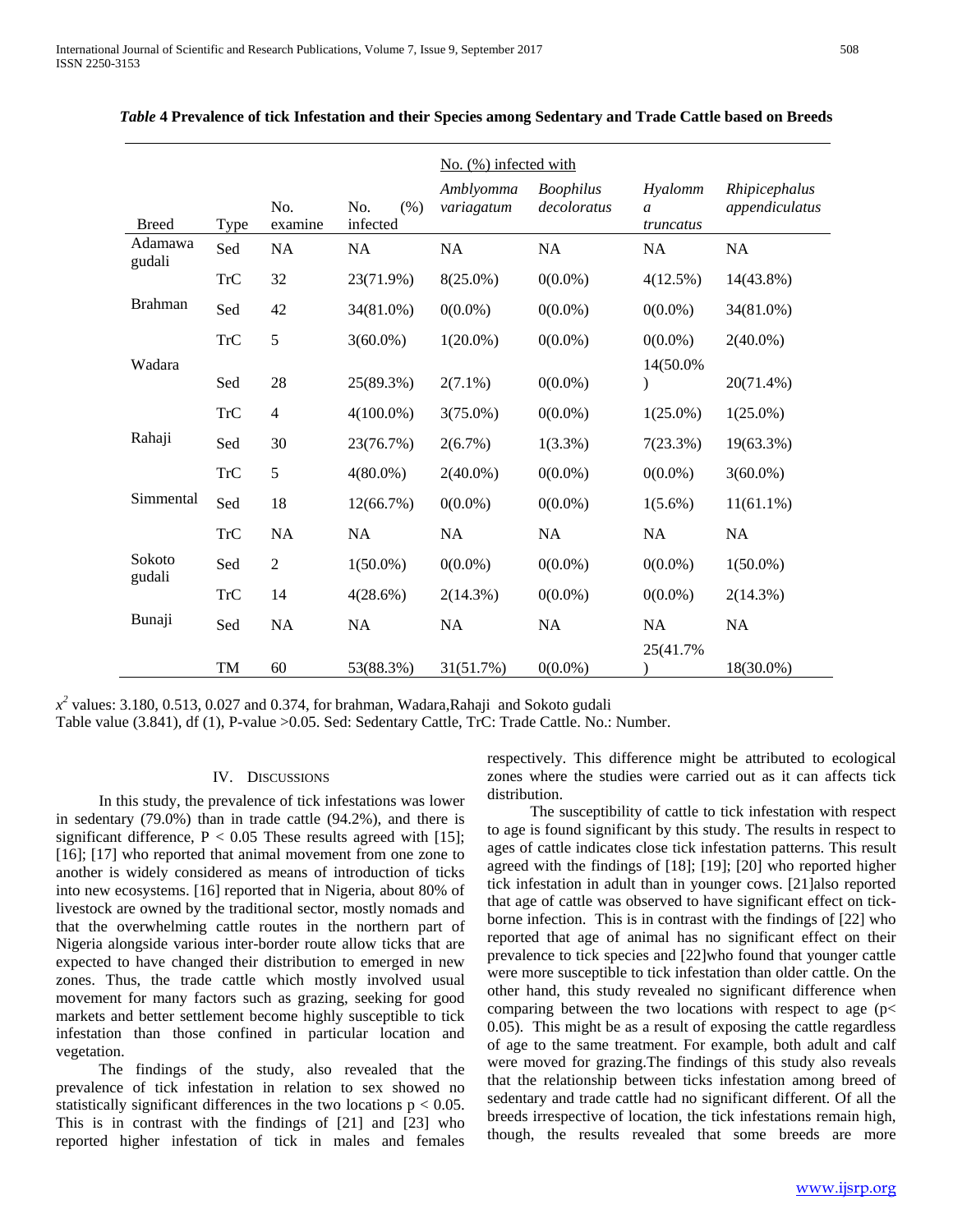*Table* **4 Prevalence of tick Infestation and their Species among Sedentary and Trade Cattle based on Breeds**

| | | | | No. (%) infected with | | | |
|---|---|---|---|---|---|---|---|
| Breed | Type | No. examine | No. (%) infected | *Amblyomma variagatum* | *Boophilus decoloratus* | *Hyalomma truncatus* | *Rhipicephalus appendiculatus* |
| Adamawa gudali | Sed | NA | NA | NA | NA | NA | NA |
| | TrC | 32 | 23(71.9%) | 8(25.0%) | 0(0.0%) | 4(12.5%) | 14(43.8%) |
| Brahman | Sed | 42 | 34(81.0%) | 0(0.0%) | 0(0.0%) | 0(0.0%) | 34(81.0%) |
| | TrC | 5 | 3(60.0%) | 1(20.0%) | 0(0.0%) | 0(0.0%) | 2(40.0%) |
| Wadara | Sed | 28 | 25(89.3%) | 2(7.1%) | 0(0.0%) | 14(50.0%) | 20(71.4%) |
| | TrC | 4 | 4(100.0%) | 3(75.0%) | 0(0.0%) | 1(25.0%) | 1(25.0%) |
| Rahaji | Sed | 30 | 23(76.7%) | 2(6.7%) | 1(3.3%) | 7(23.3%) | 19(63.3%) |
| | TrC | 5 | 4(80.0%) | 2(40.0%) | 0(0.0%) | 0(0.0%) | 3(60.0%) |
| Simmental | Sed | 18 | 12(66.7%) | 0(0.0%) | 0(0.0%) | 1(5.6%) | 11(61.1%) |
| | TrC | NA | NA | NA | NA | NA | NA |
| Sokoto gudali | Sed | 2 | 1(50.0%) | 0(0.0%) | 0(0.0%) | 0(0.0%) | 1(50.0%) |
| | TrC | 14 | 4(28.6%) | 2(14.3%) | 0(0.0%) | 0(0.0%) | 2(14.3%) |
| Bunaji | Sed | NA | NA | NA | NA | NA | NA |
| | TM | 60 | 53(88.3%) | 31(51.7%) | 0(0.0%) | 25(41.7%) | 18(30.0%) |

$x^2$ values: 3.180, 0.513, 0.027 and 0.374, for brahman, Wadara,Rahaji and Sokoto gudali
Table value (3.841), df (1), P-value >0.05. Sed: Sedentary Cattle, TrC: Trade Cattle. No.: Number.

## IV. Discussions

In this study, the prevalence of tick infestations was lower in sedentary (79.0%) than in trade cattle (94.2%), and there is significant difference, $P < 0.05$ These results agreed with [15]; [16]; [17] who reported that animal movement from one zone to another is widely considered as means of introduction of ticks into new ecosystems. [16] reported that in Nigeria, about 80% of livestock are owned by the traditional sector, mostly nomads and that the overwhelming cattle routes in the northern part of Nigeria alongside various inter-border route allow ticks that are expected to have changed their distribution to emerged in new zones. Thus, the trade cattle which mostly involved usual movement for many factors such as grazing, seeking for good markets and better settlement become highly susceptible to tick infestation than those confined in particular location and vegetation.

The findings of the study, also revealed that the prevalence of tick infestation in relation to sex showed no statistically significant differences in the two locations $p < 0.05$. This is in contrast with the findings of [21] and [23] who reported higher infestation of tick in males and females respectively. This difference might be attributed to ecological zones where the studies were carried out as it can affects tick distribution.

The susceptibility of cattle to tick infestation with respect to age is found significant by this study. The results in respect to ages of cattle indicates close tick infestation patterns. This result agreed with the findings of [18]; [19]; [20] who reported higher tick infestation in adult than in younger cows. [21]also reported that age of cattle was observed to have significant effect on tick-borne infection. This is in contrast with the findings of [22] who reported that age of animal has no significant effect on their prevalence to tick species and [22]who found that younger cattle were more susceptible to tick infestation than older cattle. On the other hand, this study revealed no significant difference when comparing between the two locations with respect to age ($p< 0.05$). This might be as a result of exposing the cattle regardless of age to the same treatment. For example, both adult and calf were moved for grazing.The findings of this study also reveals that the relationship between ticks infestation among breed of sedentary and trade cattle had no significant different. Of all the breeds irrespective of location, the tick infestations remain high, though, the results revealed that some breeds are more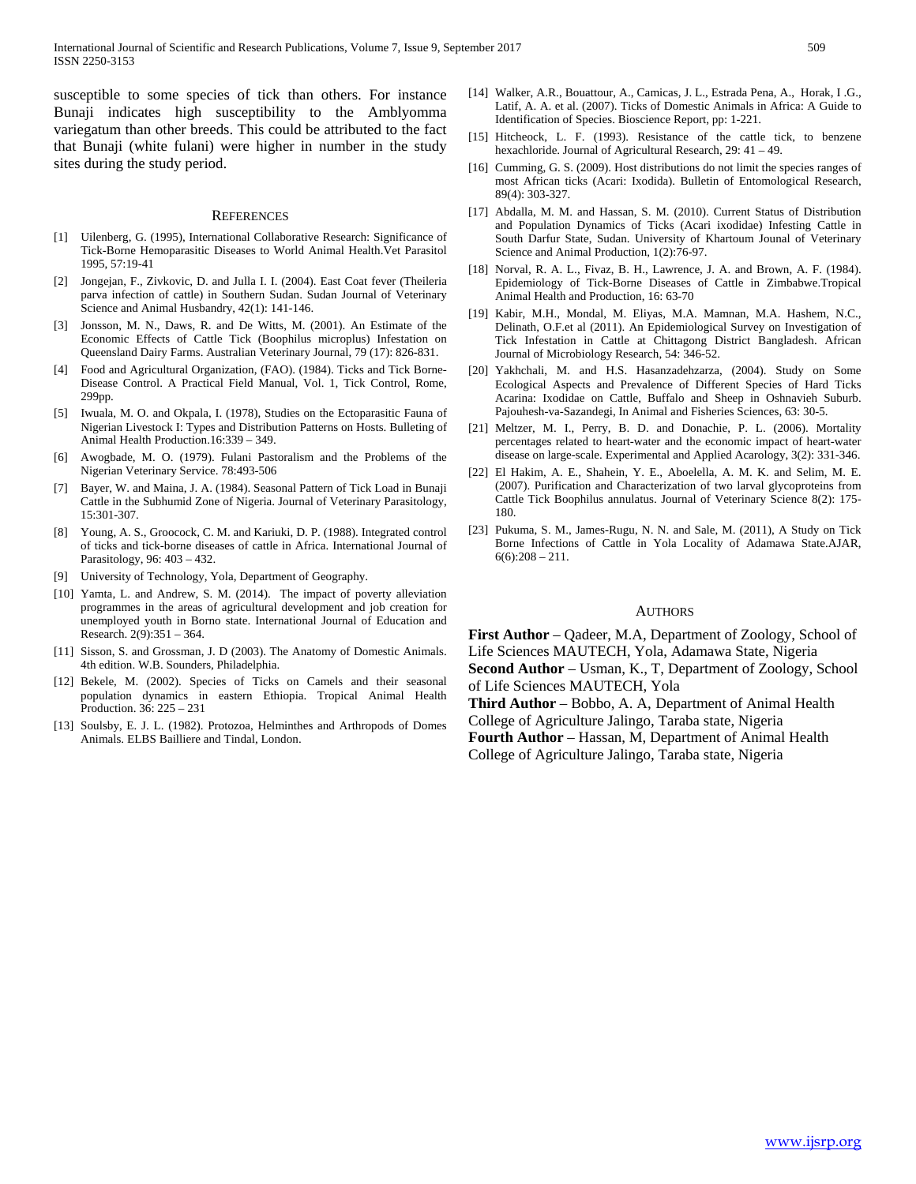susceptible to some species of tick than others. For instance Bunaji indicates high susceptibility to the Amblyomma variegatum than other breeds. This could be attributed to the fact that Bunaji (white fulani) were higher in number in the study sites during the study period.

## REFERENCES

[1] Uilenberg, G. (1995), International Collaborative Research: Significance of Tick-Borne Hemoparasitic Diseases to World Animal Health.Vet Parasitol 1995, 57:19-41

[2] Jongejan, F., Zivkovic, D. and Julla I. I. (2004). East Coat fever (Theileria parva infection of cattle) in Southern Sudan. Sudan Journal of Veterinary Science and Animal Husbandry, 42(1): 141-146.

[3] Jonsson, M. N., Daws, R. and De Witts, M. (2001). An Estimate of the Economic Effects of Cattle Tick (Boophilus microplus) Infestation on Queensland Dairy Farms. Australian Veterinary Journal, 79 (17): 826-831.

[4] Food and Agricultural Organization, (FAO). (1984). Ticks and Tick Borne-Disease Control. A Practical Field Manual, Vol. 1, Tick Control, Rome, 299pp.

[5] Iwuala, M. O. and Okpala, I. (1978), Studies on the Ectoparasitic Fauna of Nigerian Livestock I: Types and Distribution Patterns on Hosts. Bulleting of Animal Health Production.16:339 – 349.

[6] Awogbade, M. O. (1979). Fulani Pastoralism and the Problems of the Nigerian Veterinary Service. 78:493-506

[7] Bayer, W. and Maina, J. A. (1984). Seasonal Pattern of Tick Load in Bunaji Cattle in the Subhumid Zone of Nigeria. Journal of Veterinary Parasitology, 15:301-307.

[8] Young, A. S., Groocock, C. M. and Kariuki, D. P. (1988). Integrated control of ticks and tick-borne diseases of cattle in Africa. International Journal of Parasitology, 96: 403 – 432.

[9] University of Technology, Yola, Department of Geography.

[10] Yamta, L. and Andrew, S. M. (2014). The impact of poverty alleviation programmes in the areas of agricultural development and job creation for unemployed youth in Borno state. International Journal of Education and Research. 2(9):351 – 364.

[11] Sisson, S. and Grossman, J. D (2003). The Anatomy of Domestic Animals. 4th edition. W.B. Sounders, Philadelphia.

[12] Bekele, M. (2002). Species of Ticks on Camels and their seasonal population dynamics in eastern Ethiopia. Tropical Animal Health Production. 36: 225 – 231

[13] Soulsby, E. J. L. (1982). Protozoa, Helminthes and Arthropods of Domes Animals. ELBS Bailliere and Tindal, London.

[14] Walker, A.R., Bouattour, A., Camicas, J. L., Estrada Pena, A., Horak, I .G., Latif, A. A. et al. (2007). Ticks of Domestic Animals in Africa: A Guide to Identification of Species. Bioscience Report, pp: 1-221.

[15] Hitcheock, L. F. (1993). Resistance of the cattle tick, to benzene hexachloride. Journal of Agricultural Research, 29: 41 – 49.

[16] Cumming, G. S. (2009). Host distributions do not limit the species ranges of most African ticks (Acari: Ixodida). Bulletin of Entomological Research, 89(4): 303-327.

[17] Abdalla, M. M. and Hassan, S. M. (2010). Current Status of Distribution and Population Dynamics of Ticks (Acari ixodidae) Infesting Cattle in South Darfur State, Sudan. University of Khartoum Jounal of Veterinary Science and Animal Production, 1(2):76-97.

[18] Norval, R. A. L., Fivaz, B. H., Lawrence, J. A. and Brown, A. F. (1984). Epidemiology of Tick-Borne Diseases of Cattle in Zimbabwe.Tropical Animal Health and Production, 16: 63-70

[19] Kabir, M.H., Mondal, M. Eliyas, M.A. Mamnan, M.A. Hashem, N.C., Delinath, O.F.et al (2011). An Epidemiological Survey on Investigation of Tick Infestation in Cattle at Chittagong District Bangladesh. African Journal of Microbiology Research, 54: 346-52.

[20] Yakhchali, M. and H.S. Hasanzadehzarza, (2004). Study on Some Ecological Aspects and Prevalence of Different Species of Hard Ticks Acarina: Ixodidae on Cattle, Buffalo and Sheep in Oshnavieh Suburb. Pajouhesh-va-Sazandegi, In Animal and Fisheries Sciences, 63: 30-5.

[21] Meltzer, M. I., Perry, B. D. and Donachie, P. L. (2006). Mortality percentages related to heart-water and the economic impact of heart-water disease on large-scale. Experimental and Applied Acarology, 3(2): 331-346.

[22] El Hakim, A. E., Shahein, Y. E., Aboelella, A. M. K. and Selim, M. E. (2007). Purification and Characterization of two larval glycoproteins from Cattle Tick Boophilus annulatus. Journal of Veterinary Science 8(2): 175-180.

[23] Pukuma, S. M., James-Rugu, N. N. and Sale, M. (2011), A Study on Tick Borne Infections of Cattle in Yola Locality of Adamawa State.AJAR, 6(6):208 – 211.

## AUTHORS

**First Author** – Qadeer, M.A, Department of Zoology, School of Life Sciences MAUTECH, Yola, Adamawa State, Nigeria
**Second Author** – Usman, K., T, Department of Zoology, School of Life Sciences MAUTECH, Yola
**Third Author** – Bobbo, A. A, Department of Animal Health College of Agriculture Jalingo, Taraba state, Nigeria
**Fourth Author** – Hassan, M, Department of Animal Health College of Agriculture Jalingo, Taraba state, Nigeria